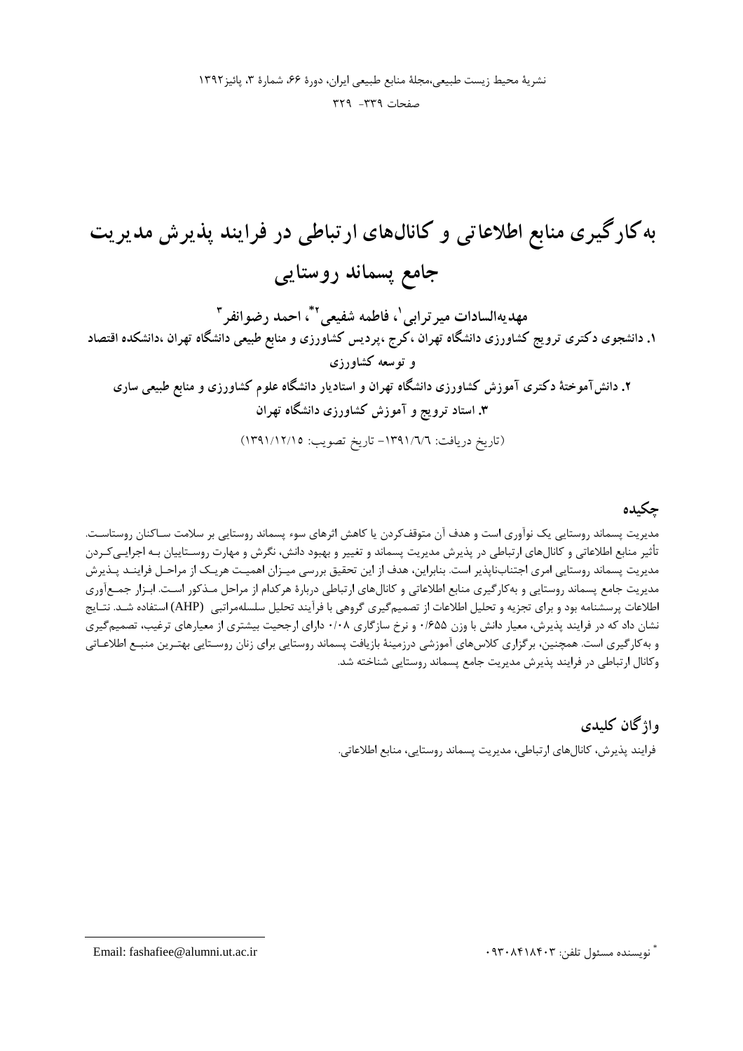# به‌کارگیری منابع اطلاعاتی و کانال‌های ارتباطی در فرایند پذیرش مدیریت جامع پسماند روستایی

**مهدیه‌السادات میرترابی[1]، فاطمه شفیعی[2*]، احمد رضوانفر[3]**

**۱. دانشجوی دکتری ترویج کشاورزی دانشگاه تهران ،کرج ،پردیس کشاورزی و منابع طبیعی دانشگاه تهران ،دانشکده اقتصاد و توسعه کشاورزی**

**۲. دانش‌آموختهٔ دکتری آموزش کشاورزی دانشگاه تهران و استادیار دانشگاه علوم کشاورزی و منابع طبیعی ساری**

**۳. استاد ترویج و آموزش کشاورزی دانشگاه تهران**

(تاریخ دریافت: ۱۳۹۱/۶/۶– تاریخ تصویب: ۱۳۹۱/۱۲/۱۵)

## چکیده

مدیریت پسماند روستایی یک نوآوری است و هدف آن متوقف‌کردن یا کاهش اثرهای سوء پسماند روستایی بر سلامت ساکنان روستاست. تأثیر منابع اطلاعاتی و کانال‌های ارتباطی در پذیرش مدیریت پسماند و تغییر و بهبود دانش، نگرش و مهارت روستاییان به اجرایی‌کردن مدیریت پسماند روستایی امری اجتناب‌ناپذیر است. بنابراین، هدف از این تحقیق بررسی میزان اهمیت هریک از مراحل فرایند پذیرش مدیریت جامع پسماند روستایی و به‌کارگیری منابع اطلاعاتی و کانال‌های ارتباطی دربارهٔ هرکدام از مراحل مذکور است. ابزار جمع‌آوری اطلاعات پرسشنامه بود و برای تجزیه و تحلیل اطلاعات از تصمیم‌گیری گروهی با فرآیند تحلیل سلسله‌مراتبی (AHP) استفاده شد. نتایج نشان داد که در فرایند پذیرش، معیار دانش با وزن ۰/۶۵۵ و نرخ سازگاری ۰/۰۸ دارای ارجحیت بیشتری از معیارهای ترغیب، تصمیم‌گیری و به‌کارگیری است. همچنین، برگزاری کلاس‌های آموزشی درزمینهٔ بازیافت پسماند روستایی برای زنان روستایی بهترین منبع اطلاعاتی وکانال ارتباطی در فرایند پذیرش مدیریت جامع پسماند روستایی شناخته شد.

## واژگان کلیدی

فرایند پذیرش، کانال‌های ارتباطی، مدیریت پسماند روستایی، منابع اطلاعاتی.

---

[*] نویسنده مسئول تلفن: ۰۹۳۰۸۴۱۸۴۰۳ Email: fashafiee@alumni.ut.ac.ir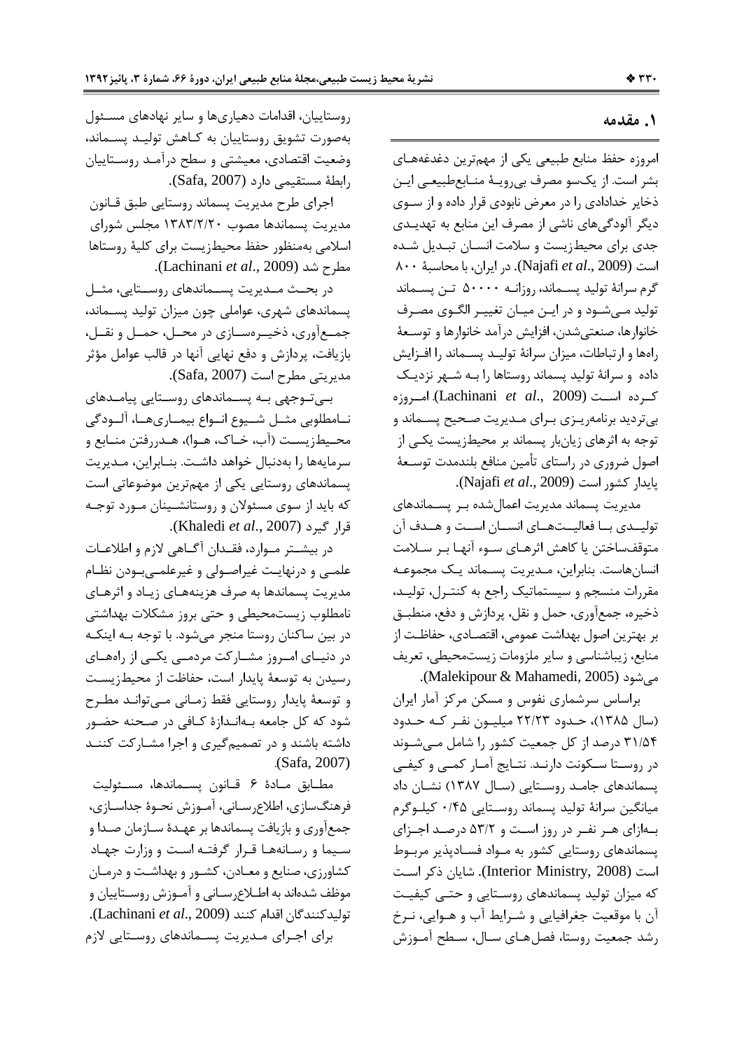## ۱. مقدمه

امروزه حفظ منابع طبیعی یکی از مهم‌ترین دغدغه‌های بشر است. از یک‌سو مصرف بی‌رویهٔ منابع‌طبیعی این ذخایر خدادادی را در معرض نابودی قرار داده و از سوی دیگر آلودگی‌های ناشی از مصرف این منابع به تهدیدی جدی برای محیط‌زیست و سلامت انسان تبدیل شده است (Najafi *et al*., 2009). در ایران، با محاسبهٔ ۸۰۰ گرم سرانهٔ تولید پسماند، روزانه ۵۰۰۰۰ تن پسماند تولید می‌شود و در این میان تغییر الگوی مصرف خانوارها، صنعتی‌شدن، افزایش درآمد خانوارها و توسعهٔ راه‌ها و ارتباطات، میزان سرانهٔ تولید پسماند را افزایش داده و سرانهٔ تولید پسماند روستاها را به شهر نزدیک کرده است (Lachinani *et al*., 2009). امروزه بی‌تردید برنامه‌ریزی برای مدیریت صحیح پسماند و توجه به اثرهای زیان‌بار پسماند بر محیط‌زیست یکی از اصول ضروری در راستای تأمین منافع بلندمدت توسعهٔ پایدار کشور است (Najafi *et al*., 2009).

مدیریت پسماند مدیریت اعمال‌شده بر پسماندهای تولیدی با فعالیت‌های انسان است و هدف آن متوقف‌ساختن یا کاهش اثرهای سوء آنها بر سلامت انسان‌هاست. بنابراین، مدیریت پسماند یک مجموعه مقررات منسجم و سیستماتیک راجع به کنترل، تولید، ذخیره، جمع‌آوری، حمل و نقل، پردازش و دفع، منطبق بر بهترین اصول بهداشت عمومی، اقتصادی، حفاظت از منابع، زیباشناسی و سایر ملزومات زیست‌محیطی، تعریف می‌شود (Malekipour & Mahamedi, 2005).

براساس سرشماری نفوس و مسکن مرکز آمار ایران (سال ۱۳۸۵)، حدود ۲۲/۲۳ میلیون نفر که حدود ۳۱/۵۴ درصد از کل جمعیت کشور را شامل می‌شوند در روستا سکونت دارند. نتایج آمار کمی و کیفی پسماندهای جامد روستایی (سال ۱۳۸۷) نشان داد میانگین سرانهٔ تولید پسماند روستایی ۰/۴۵ کیلوگرم بازای هر نفر در روز است و ۵۳/۲ درصد اجزای پسماندهای روستایی کشور به مواد فسادپذیر مربوط است (Interior Ministry, 2008). شایان ذکر است که میزان تولید پسماندهای روستایی و حتی کیفیت آن با موقعیت جغرافیایی و شرایط آب و هوایی، نرخ رشد جمعیت روستا، فصل‌های سال، سطح آموزش روستاییان، اقدامات دهیاری‌ها و سایر نهادهای مسئول به‌صورت تشویق روستاییان به کاهش تولید پسماند، وضعیت اقتصادی، معیشتی و سطح درآمد روستاییان رابطهٔ مستقیمی دارد (Safa, 2007).

اجرای طرح مدیریت پسماند روستایی طبق قانون مدیریت پسماندها مصوب ۱۳۸۳/۲/۲۰ مجلس شورای اسلامی به‌منظور حفظ محیط‌زیست برای کلیهٔ روستاها مطرح شد (Lachinani *et al*., 2009).

در بحث مدیریت پسماندهای روستایی، مثل پسماندهای شهری، عواملی چون میزان تولید پسماند، جمع‌آوری، ذخیره‌سازی در محل، حمل و نقل، بازیافت، پردازش و دفع نهایی آنها در قالب عوامل مؤثر مدیریتی مطرح است (Safa, 2007).

بی‌توجهی به پسماندهای روستایی پیامدهای نامطلوبی مثل شیوع انواع بیماری‌ها، آلودگی محیط‌زیست (آب، خاک، هوا)، هدررفتن منابع و سرمایه‌ها را به‌دنبال خواهد داشت. بنابراین، مدیریت پسماندهای روستایی یکی از مهم‌ترین موضوعاتی است که باید از سوی مسئولان و روستانشینان مورد توجه قرار گیرد (Khaledi *et al*., 2007).

در بیشتر موارد، فقدان آگاهی لازم و اطلاعات علمی و درنهایت غیراصولی و غیرعلمی‌بودن نظام مدیریت پسماندها به صرف هزینه‌های زیاد و اثرهای نامطلوب زیست‌محیطی و حتی بروز مشکلات بهداشتی در بین ساکنان روستا منجر می‌شود. با توجه به اینکه در دنیای امروز مشارکت مردمی یکی از راه‌های رسیدن به توسعهٔ پایدار است، حفاظت از محیط‌زیست و توسعهٔ پایدار روستایی فقط زمانی می‌تواند مطرح شود که کل جامعه به‌اندازهٔ کافی در صحنه حضور داشته باشند و در تصمیم‌گیری و اجرا مشارکت کنند (Safa, 2007).

مطابق مادهٔ ۶ قانون پسماندها، مسئولیت فرهنگ‌سازی، اطلاع‌رسانی، آموزش نحوهٔ جداسازی، جمع‌آوری و بازیافت پسماندها بر عهدهٔ سازمان صدا و سیما و رسانه‌ها قرار گرفته است و وزارت جهاد کشاورزی، صنایع و معادن، کشور و بهداشت و درمان موظف شده‌اند به اطلاع‌رسانی و آموزش روستاییان و تولیدکنندگان اقدام کنند (Lachinani *et al*., 2009).

برای اجرای مدیریت پسماندهای روستایی لازم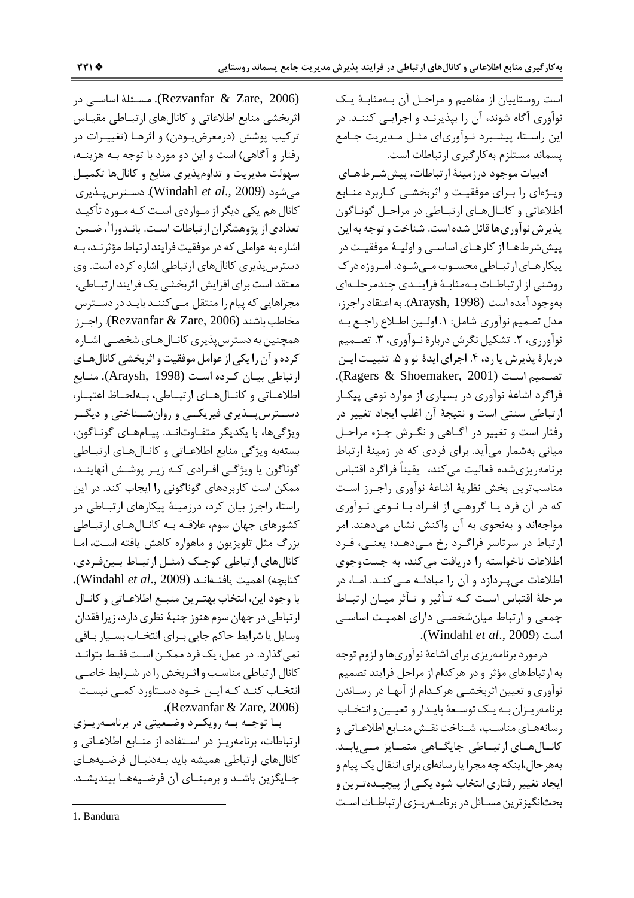است روستاییان از مفاهیم و مراحل آن به‌مثابهٔ یک نوآوری آگاه شوند، آن را بپذیرند و اجرایی کنند. در این راستا، پیشبرد نوآوری‌ای مثل مدیریت جامع پسماند مستلزم به‌کارگیری ارتباطات است.

ادبیات موجود درزمینهٔ ارتباطات، پیش‌شرط‌های ویژه‌ای را برای موفقیت و اثربخشی کاربرد منابع اطلاعاتی و کانال‌های ارتباطی در مراحل گوناگون پذیرش نوآوری‌ها قائل شده است. شناخت و توجه به این پیش‌شرط‌ها از کارهای اساسی و اولیهٔ موفقیت در پیکارهای ارتباطی محسوب می‌شود. امروزه درک روشنی از ارتباطات به‌مثابهٔ فرایندی چندمرحله‌ای به‌وجود آمده است (Araysh, 1998). به اعتقاد راجرز، مدل تصمیم نوآوری شامل: ۱. اولین اطلاع راجع به نوآوری، ۲. تشکیل نگرش دربارهٔ نوآوری، ۳. تصمیم دربارهٔ پذیرش یا رد، ۴. اجرای ایدهٔ نو و ۵. تثبیت این تصمیم است (Ragers & Shoemaker, 2001). فراگرد اشاعهٔ نوآوری در بسیاری از موارد نوعی پیکار ارتباطی سنتی است و نتیجهٔ آن اغلب ایجاد تغییر در رفتار است و تغییر در آگاهی و نگرش جزء مراحل میانی به‌شمار می‌آید. برای فردی که در زمینهٔ ارتباط برنامه‌ریزی‌شده فعالیت می‌کند، یقیناً فراگرد اقتباس مناسب‌ترین بخش نظریهٔ اشاعهٔ نوآوری راجرز است که در آن فرد یا گروهی از افراد با نوعی نوآوری مواجه‌اند و به‌نحوی به آن واکنش نشان می‌دهند. امر ارتباط در سرتاسر فراگرد رخ می‌دهد؛ یعنی، فرد اطلاعات ناخواسته را دریافت می‌کند، به جست‌وجوی اطلاعات می‌پردازد و آن را مبادله می‌کند. اما، در مرحلهٔ اقتباس است که تأثیر و تأثر میان ارتباط جمعی و ارتباط میان‌شخصی دارای اهمیت اساسی است (Windahl *et al*., 2009).

درمورد برنامه‌ریزی برای اشاعهٔ نوآوری‌ها و لزوم توجه به ارتباط‌های مؤثر و در هرکدام از مراحل فرایند تصمیم نوآوری و تعیین اثربخشی هرکدام از آنها در رساندن برنامه‌ریزان به یک توسعهٔ پایدار و تعیین و انتخاب رسانه‌های مناسب، شناخت نقش منابع اطلاعاتی و کانال‌های ارتباطی جایگاهی متمایز می‌یابد. به‌هرحال، اینکه چه مجرا یا رسانه‌ای برای انتقال یک پیام و ایجاد تغییر رفتاری انتخاب شود یکی از پیچیده‌ترین و بحث‌انگیزترین مسائل در برنامه‌ریزی ارتباطات است (Rezvanfar & Zare, 2006). مسئلهٔ اساسی در اثربخشی منابع اطلاعاتی و کانال‌های ارتباطی مقیاس ترکیب پوشش (درمعرض‌بودن) و اثرها (تغییرات در رفتار و آگاهی) است و این دو مورد با توجه به هزینه، سهولت مدیریت و تداوم‌پذیری منابع و کانال‌ها تکمیل می‌شود (Windahl *et al*., 2009). دسترس‌پذیری کانال هم یکی دیگر از مواردی است که مورد تأکید تعدادی از پژوهشگران ارتباطات است. باندورا[1]، ضمن اشاره به عواملی که در موفقیت فرایند ارتباط مؤثرند، به دسترس‌پذیری کانال‌های ارتباطی اشاره کرده است. وی معتقد است برای افزایش اثربخشی یک فرایند ارتباطی، مجراهایی که پیام را منتقل می‌کنند باید در دسترس مخاطب باشند (Rezvanfar & Zare, 2006). راجرز همچنین به دسترس‌پذیری کانال‌های شخصی اشاره کرده و آن را یکی از عوامل موفقیت و اثربخشی کانال‌های ارتباطی بیان کرده است (Araysh, 1998). منابع اطلاعاتی و کانال‌های ارتباطی، به‌لحاظ اعتبار، دسترس‌پذیری فیزیکی و روان‌شناختی و دیگر ویژگی‌ها، با یکدیگر متفاوت‌اند. پیام‌های گوناگون، بسته‌به ویژگی منابع اطلاعاتی و کانال‌های ارتباطی گوناگون یا ویژگی افرادی که زیر پوشش آنهایند، ممکن است کاربردهای گوناگونی را ایجاب کند. در این راستا، راجرز بیان کرد، درزمینهٔ پیکارهای ارتباطی در کشورهای جهان سوم، علاقه به کانال‌های ارتباطی بزرگ مثل تلویزیون و ماهواره کاهش یافته است، اما کانال‌های ارتباطی کوچک (مثل ارتباط بین‌فردی، کتابچه) اهمیت یافته‌اند (Windahl *et al*., 2009). با وجود این، انتخاب بهترین منبع اطلاعاتی و کانال ارتباطی در جهان سوم هنوز جنبهٔ نظری دارد، زیرا فقدان وسایل یا شرایط حاکم جایی برای انتخاب بسیار باقی نمی‌گذارد. در عمل، یک فرد ممکن است فقط بتواند کانال ارتباطی مناسب و اثربخش را در شرایط خاصی انتخاب کند که این خود دستاورد کمی نیست (Rezvanfar & Zare, 2006).

با توجه به رویکرد وضعیتی در برنامه‌ریزی ارتباطات، برنامه‌ریز در استفاده از منابع اطلاعاتی و کانال‌های ارتباطی همیشه باید به‌دنبال فرضیه‌های جایگزین باشد و برمبنای آن فرضیه‌ها بیندیشد.

---

1. Bandura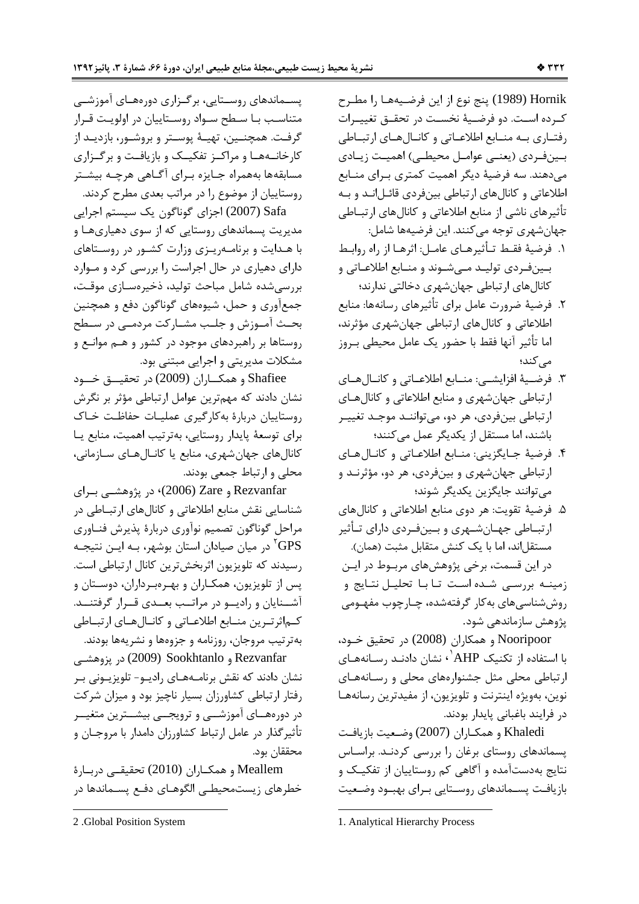Hornik (1989) پنج نوع از این فرضیه‌ها را مطرح کرده است. دو فرضیهٔ نخست در تحقق تغییرات رفتاری به منابع اطلاعاتی و کانال‌های ارتباطی بین‌فردی (یعنی عوامل محیطی) اهمیت زیادی می‌دهند. سه فرضیهٔ دیگر اهمیت کمتری برای منابع اطلاعاتی و کانال‌های ارتباطی بین‌فردی قائل‌اند و به تأثیرهای ناشی از منابع اطلاعاتی و کانال‌های ارتباطی جهان‌شهری توجه می‌کنند. این فرضیه‌ها شامل:

۱. فرضیهٔ فقط تأثیرهای عامل: اثرها از راه روابط بین‌فردی تولید می‌شوند و منابع اطلاعاتی و کانال‌های ارتباطی جهان‌شهری دخالتی ندارند؛
۲. فرضیهٔ ضرورت عامل برای تأثیرهای رسانه‌ها: منابع اطلاعاتی و کانال‌های ارتباطی جهان‌شهری مؤثرند، اما تأثیر آنها فقط با حضور یک عامل محیطی بروز می‌کند؛
۳. فرضیهٔ افزایشی: منابع اطلاعاتی و کانال‌های ارتباطی جهان‌شهری و منابع اطلاعاتی و کانال‌های ارتباطی بین‌فردی، هر دو، می‌توانند موجد تغییر باشند، اما مستقل از یکدیگر عمل می‌کنند؛
۴. فرضیهٔ جایگزینی: منابع اطلاعاتی و کانال‌های ارتباطی جهان‌شهری و بین‌فردی، هر دو، مؤثرند و می‌توانند جایگزین یکدیگر شوند؛
۵. فرضیهٔ تقویت: هر دوی منابع اطلاعاتی و کانال‌های ارتباطی جهان‌شهری و بین‌فردی دارای تأثیر مستقل‌اند، اما با یک کنش متقابل مثبت (همان).

در این قسمت، برخی پژوهش‌های مربوط در این زمینه بررسی شده است تا با تحلیل نتایج و روش‌شناسی‌های به‌کار گرفته‌شده، چارچوب مفهومی پژوهش سازماندهی شود.

Nooripoor و همکاران (2008) در تحقیق خود، با استفاده از تکنیک AHP[1]، نشان دادند رسانه‌های ارتباطی محلی مثل جشنواره‌های محلی و رسانه‌های نوین، به‌ویژه اینترنت و تلویزیون، از مفیدترین رسانه‌ها در فرایند باغبانی پایدار بودند.

Khaledi و همکاران (2007) وضعیت بازیافت پسماندهای روستای برغان را بررسی کردند. براساس نتایج به‌دست‌آمده و آگاهی کم روستاییان از تفکیک و بازیافت پسماندهای روستایی برای بهبود وضعیت پسماندهای روستایی، برگزاری دوره‌های آموزشی متناسب با سطح سواد روستاییان در اولویت قرار گرفت. همچنین، تهیهٔ پوستر و بروشور، بازدید از کارخانه‌ها و مراکز تفکیک و بازیافت و برگزاری مسابقه‌ها به‌همراه جایزه برای آگاهی هرچه بیشتر روستاییان از موضوع را در مراتب بعدی مطرح کردند.

Safa (2007) اجزای گوناگون یک سیستم اجرایی مدیریت پسماندهای روستایی که از سوی دهیاری‌ها و با هدایت و برنامه‌ریزی وزارت کشور در روستاهای دارای دهیاری در حال اجراست را بررسی کرد و موارد بررسی‌شده شامل مباحث تولید، ذخیره‌سازی موقت، جمع‌آوری و حمل، شیوه‌های گوناگون دفع و همچنین بحث آموزش و جلب مشارکت مردمی در سطح روستاها بر راهبردهای موجود در کشور و هم موانع و مشکلات مدیریتی و اجرایی مبتنی بود.

Shafiee و همکاران (2009) در تحقیق خود نشان دادند که مهم‌ترین عوامل ارتباطی مؤثر بر نگرش روستاییان دربارهٔ به‌کارگیری عملیات حفاظت خاک برای توسعهٔ پایدار روستایی، به‌ترتیب اهمیت، منابع یا کانال‌های جهان‌شهری، منابع یا کانال‌های سازمانی، محلی و ارتباط جمعی بودند.

Rezvanfar و Zare (2006)، در پژوهشی برای شناسایی نقش منابع اطلاعاتی و کانال‌های ارتباطی در مراحل گوناگون تصمیم نوآوری دربارهٔ پذیرش فناوری GPS[2] در میان صیادان استان بوشهر، به این نتیجه رسیدند که تلویزیون اثربخش‌ترین کانال ارتباطی است. پس از تلویزیون، همکاران و بهره‌برداران، دوستان و آشنایان و رادیو در مراتب بعدی قرار گرفتند. کم‌اثرترین منابع اطلاعاتی و کانال‌های ارتباطی به‌ترتیب مروجان، روزنامه و جزوه‌ها و نشریه‌ها بودند.

Rezvanfar و Sookhtanlo (2009) در پژوهشی نشان دادند که نقش برنامه‌های رادیو- تلویزیونی بر رفتار ارتباطی کشاورزان بسیار ناچیز بود و میزان شرکت در دوره‌های آموزشی و ترویجی بیشترین متغیر تأثیرگذار در عامل ارتباط کشاورزان دامدار با مروجان و محققان بود.

Meallem و همکاران (2010) تحقیقی دربارهٔ خطرهای زیست‌محیطی الگوهای دفع پسماندها در

---

1. Analytical Hierarchy Process

2. Global Position System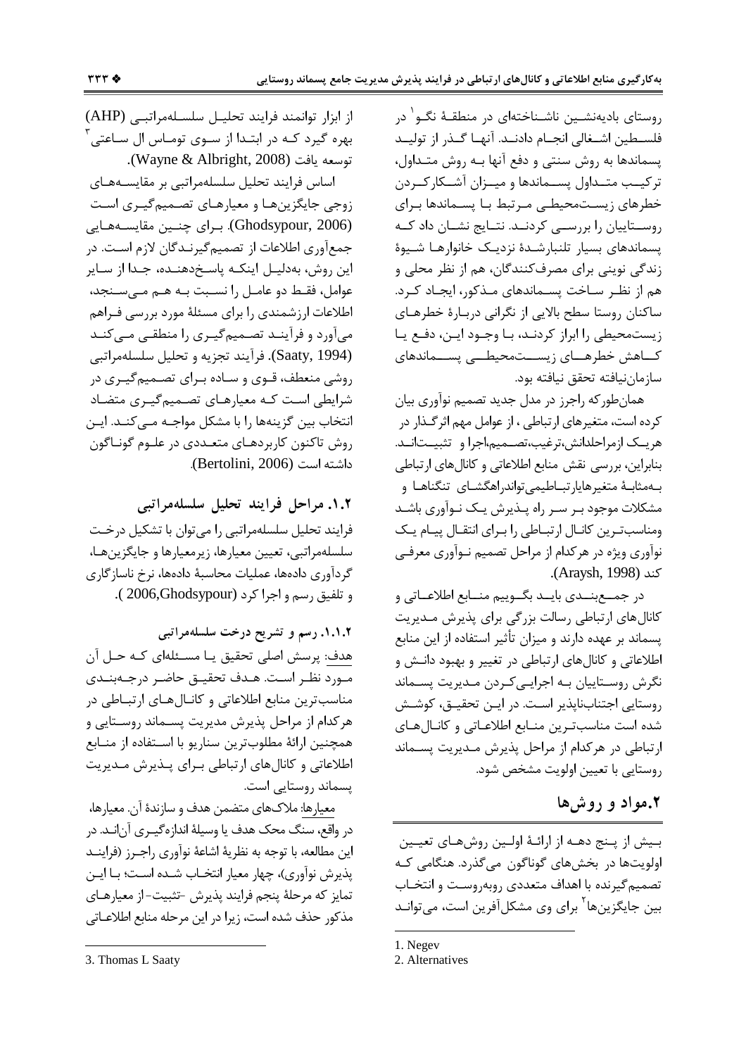روستای بادیه‌نشین ناشناخته‌ای در منطقهٔ نگو[1] در فلسطین اشغالی انجام دادند. آنها گذر از تولید پسماندها به روش سنتی و دفع آنها به روش متداول، ترکیب متداول پسماندها و میزان آشکارکردن خطرهای زیست‌محیطی مرتبط با پسماندها برای روستاییان را بررسی کردند. نتایج نشان داد که پسماندهای بسیار تلنبارشدهٔ نزدیک خانوارها شیوهٔ زندگی نوینی برای مصرف‌کنندگان، هم از نظر محلی و هم از نظر ساخت پسماندهای مذکور، ایجاد کرد. ساکنان روستا سطح بالایی از نگرانی دربارهٔ خطرهای زیست‌محیطی را ابراز کردند، با وجود این، دفع یا کاهش خطرهای زیست‌محیطی پسماندهای سازمان‌نیافته تحقق نیافته بود.

همان‌طورکه راجرز در مدل جدید تصمیم نوآوری بیان کرده است، متغیرهای ارتباطی ، از عوامل مهم اثرگذار در هریک ازمراحلدانش،ترغیب،تصمیم،اجرا و تثبیت‌اند. بنابراین، بررسی نقش منابع اطلاعاتی و کانال‌های ارتباطی به‌مثابهٔ متغیرهایارتباطیمی‌تواندراهگشای تنگناها و مشکلات موجود بر سر راه پذیرش یک نوآوری باشد ومناسب‌ترین کانال ارتباطی را برای انتقال پیام یک نوآوری ویژه در هرکدام از مراحل تصمیم نوآوری معرفی کند (Araysh, 1998).

در جمع‌بندی باید بگوییم منابع اطلاعاتی و کانال‌های ارتباطی رسالت بزرگی برای پذیرش مدیریت پسماند بر عهده دارند و میزان تأثیر استفاده از این منابع اطلاعاتی و کانال‌های ارتباطی در تغییر و بهبود دانش و نگرش روستاییان به اجرایی‌کردن مدیریت پسماند روستایی اجتناب‌ناپذیر است. در این تحقیق، کوشش شده است مناسب‌ترین منابع اطلاعاتی و کانال‌های ارتباطی در هرکدام از مراحل پذیرش مدیریت پسماند روستایی با تعیین اولویت مشخص شود.

## ۲.مواد و روش‌ها

بیش از پنج دهه از ارائهٔ اولین روش‌های تعیین اولویت‌ها در بخش‌های گوناگون می‌گذرد. هنگامی که تصمیم‌گیرنده با اهداف متعددی روبه‌روست و انتخاب بین جایگزین‌ها[2] برای وی مشکل‌آفرین است، می‌تواند از ابزار توانمند فرایند تحلیل سلسله‌مراتبی (AHP) بهره گیرد که در ابتدا از سوی توماس ال ساعتی[3] توسعه یافت (Wayne & Albright, 2008).

اساس فرایند تحلیل سلسله‌مراتبی بر مقایسه‌های زوجی جایگزین‌ها و معیارهای تصمیم‌گیری است (Ghodsypour, 2006). برای چنین مقایسه‌هایی جمع‌آوری اطلاعات از تصمیم‌گیرندگان لازم است. در این روش، به‌دلیل اینکه پاسخ‌دهنده، جدا از سایر عوامل، فقط دو عامل را نسبت به هم می‌سنجد، اطلاعات ارزشمندی را برای مسئلهٔ مورد بررسی فراهم می‌آورد و فرآیند تصمیم‌گیری را منطقی می‌کند (Saaty, 1994). فرآیند تجزیه و تحلیل سلسله‌مراتبی روشی منعطف، قوی و ساده برای تصمیم‌گیری در شرایطی است که معیارهای تصمیم‌گیری متضاد انتخاب بین گزینه‌ها را با مشکل مواجه می‌کند. این روش تاکنون کاربردهای متعددی در علوم گوناگون داشته است (Bertolini, 2006).

### ۱.۲. مراحل فرایند تحلیل سلسله‌مراتبی

فرایند تحلیل سلسله‌مراتبی را می‌توان با تشکیل درخت سلسله‌مراتبی، تعیین معیارها، زیرمعیارها و جایگزین‌ها، گردآوری داده‌ها، عملیات محاسبهٔ داده‌ها، نرخ ناسازگاری و تلفیق رسم و اجرا کرد (2006,Ghodsypour ).

#### ۱.۱.۲. رسم و تشریح درخت سلسله‌مراتبی

هدف: پرسش اصلی تحقیق یا مسئله‌ای که حل آن مورد نظر است. هدف تحقیق حاضر درجه‌بندی مناسب‌ترین منابع اطلاعاتی و کانال‌های ارتباطی در هرکدام از مراحل پذیرش مدیریت پسماند روستایی و همچنین ارائهٔ مطلوب‌ترین سناریو با استفاده از منابع اطلاعاتی و کانال‌های ارتباطی برای پذیرش مدیریت پسماند روستایی است.

معیارها: ملاک‌های متضمن هدف و سازندهٔ آن. معیارها، در واقع، سنگ محک هدف یا وسیلهٔ اندازه‌گیری آن‌اند. در این مطالعه، با توجه به نظریهٔ اشاعهٔ نوآوری راجرز (فرایند پذیرش نوآوری)، چهار معیار انتخاب شده است؛ با این تمایز که مرحلهٔ پنجم فرایند پذیرش -تثبیت- از معیارهای مذکور حذف شده است، زیرا در این مرحله منابع اطلاعاتی

---

1. Negev
2. Alternatives
3. Thomas L Saaty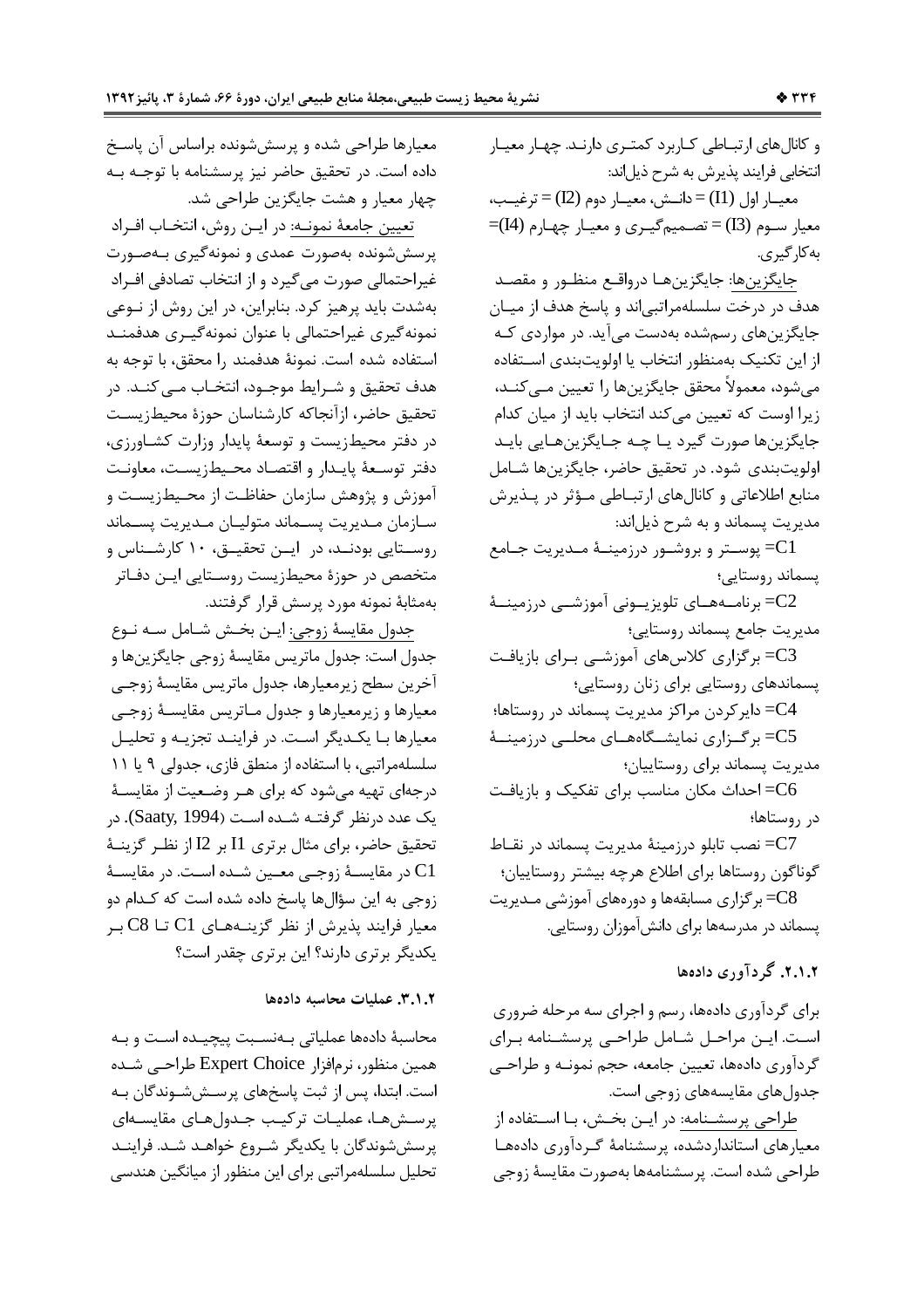و کانال‌های ارتباطی کاربرد کمتری دارند. چهار معیار انتخابی فرایند پذیرش به شرح ذیل‌اند:

معیار اول (I1) = دانش، معیار دوم (I2) = ترغیب، معیار سوم (I3) = تصمیم‌گیری و معیار چهارم (I4)= به‌کارگیری.

جایگزین‌ها: جایگزین‌ها درواقع منظور و مقصد هدف در درخت سلسله‌مراتبی‌اند و پاسخ هدف از میان جایگزین‌های رسم‌شده به‌دست می‌آید. در مواردی که از این تکنیک به‌منظور انتخاب یا اولویت‌بندی استفاده می‌شود، معمولاً محقق جایگزین‌ها را تعیین می‌کند، زیرا اوست که تعیین می‌کند انتخاب باید از میان کدام جایگزین‌ها صورت گیرد یا چه جایگزین‌هایی باید اولویت‌بندی شود. در تحقیق حاضر، جایگزین‌ها شامل منابع اطلاعاتی و کانال‌های ارتباطی مؤثر در پذیرش مدیریت پسماند و به شرح ذیل‌اند:

C1= پوستر و بروشور درزمینهٔ مدیریت جامع پسماند روستایی؛

C2= برنامه‌های تلویزیونی آموزشی درزمینهٔ مدیریت جامع پسماند روستایی؛

C3= برگزاری کلاس‌های آموزشی برای بازیافت پسماندهای روستایی برای زنان روستایی؛

C4= دایرکردن مراکز مدیریت پسماند در روستاها؛

C5= برگزاری نمایشگاه‌های محلی درزمینهٔ مدیریت پسماند برای روستاییان؛

C6= احداث مکان مناسب برای تفکیک و بازیافت در روستاها؛

C7= نصب تابلو درزمینهٔ مدیریت پسماند در نقاط گوناگون روستاها برای اطلاع هرچه بیشتر روستاییان؛

C8= برگزاری مسابقه‌ها و دوره‌های آموزشی مدیریت پسماند در مدرسه‌ها برای دانش‌آموزان روستایی.

### ۲.۱.۲. گردآوری داده‌ها

برای گردآوری داده‌ها، رسم و اجرای سه مرحله ضروری است. این مراحل شامل طراحی پرسشنامه برای گردآوری داده‌ها، تعیین جامعه، حجم نمونه و طراحی جدول‌های مقایسه‌های زوجی است.

طراحی پرسشنامه: در این بخش، با استفاده از معیارهای استانداردشده، پرسشنامهٔ گردآوری داده‌ها طراحی شده است. پرسشنامه‌ها به‌صورت مقایسهٔ زوجی معیارها طراحی شده و پرسش‌شونده براساس آن پاسخ داده است. در تحقیق حاضر نیز پرسشنامه با توجه به چهار معیار و هشت جایگزین طراحی شد.

تعیین جامعهٔ نمونه: در این روش، انتخاب افراد پرسش‌شونده به‌صورت عمدی و نمونه‌گیری به‌صورت غیراحتمالی صورت می‌گیرد و از انتخاب تصادفی افراد به‌شدت باید پرهیز کرد. بنابراین، در این روش از نوعی نمونه‌گیری غیراحتمالی با عنوان نمونه‌گیری هدفمند استفاده شده است. نمونهٔ هدفمند را محقق، با توجه به هدف تحقیق و شرایط موجود، انتخاب می‌کند. در تحقیق حاضر، ازآنجاکه کارشناسان حوزهٔ محیط‌زیست در دفتر محیط‌زیست و توسعهٔ پایدار وزارت کشاورزی، دفتر توسعهٔ پایدار و اقتصاد محیط‌زیست، معاونت آموزش و پژوهش سازمان حفاظت از محیط‌زیست و سازمان مدیریت پسماند متولیان مدیریت پسماند روستایی بودند، در این تحقیق، ۱۰ کارشناس و متخصص در حوزهٔ محیط‌زیست روستایی این دفاتر به‌مثابهٔ نمونه مورد پرسش قرار گرفتند.

جدول مقایسهٔ زوجی: این بخش شامل سه نوع جدول است: جدول ماتریس مقایسهٔ زوجی جایگزین‌ها و آخرین سطح زیرمعیارها، جدول ماتریس مقایسهٔ زوجی معیارها و زیرمعیارها و جدول ماتریس مقایسهٔ زوجی معیارها با یکدیگر است. در فرایند تجزیه و تحلیل سلسله‌مراتبی، با استفاده از منطق فازی، جدولی ۹ یا ۱۱ درجه‌ای تهیه می‌شود که برای هر وضعیت از مقایسهٔ یک عدد درنظر گرفته شده است (Saaty, 1994). در تحقیق حاضر، برای مثال برتری I1 بر I2 از نظر گزینهٔ C1 در مقایسهٔ زوجی معین شده است. در مقایسهٔ زوجی به این سؤال‌ها پاسخ داده شده است که کدام دو معیار فرایند پذیرش از نظر گزینه‌های C1 تا C8 بر یکدیگر برتری دارند؟ این برتری چقدر است؟

### ۳.۱.۲. عملیات محاسبه داده‌ها

محاسبهٔ داده‌ها عملیاتی به‌نسبت پیچیده است و به همین منظور، نرم‌افزار Expert Choice طراحی شده است. ابتدا، پس از ثبت پاسخ‌های پرسش‌شوندگان به پرسش‌ها، عملیات ترکیب جدول‌های مقایسه‌ای پرسش‌شوندگان با یکدیگر شروع خواهد شد. فرایند تحلیل سلسله‌مراتبی برای این منظور از میانگین هندسی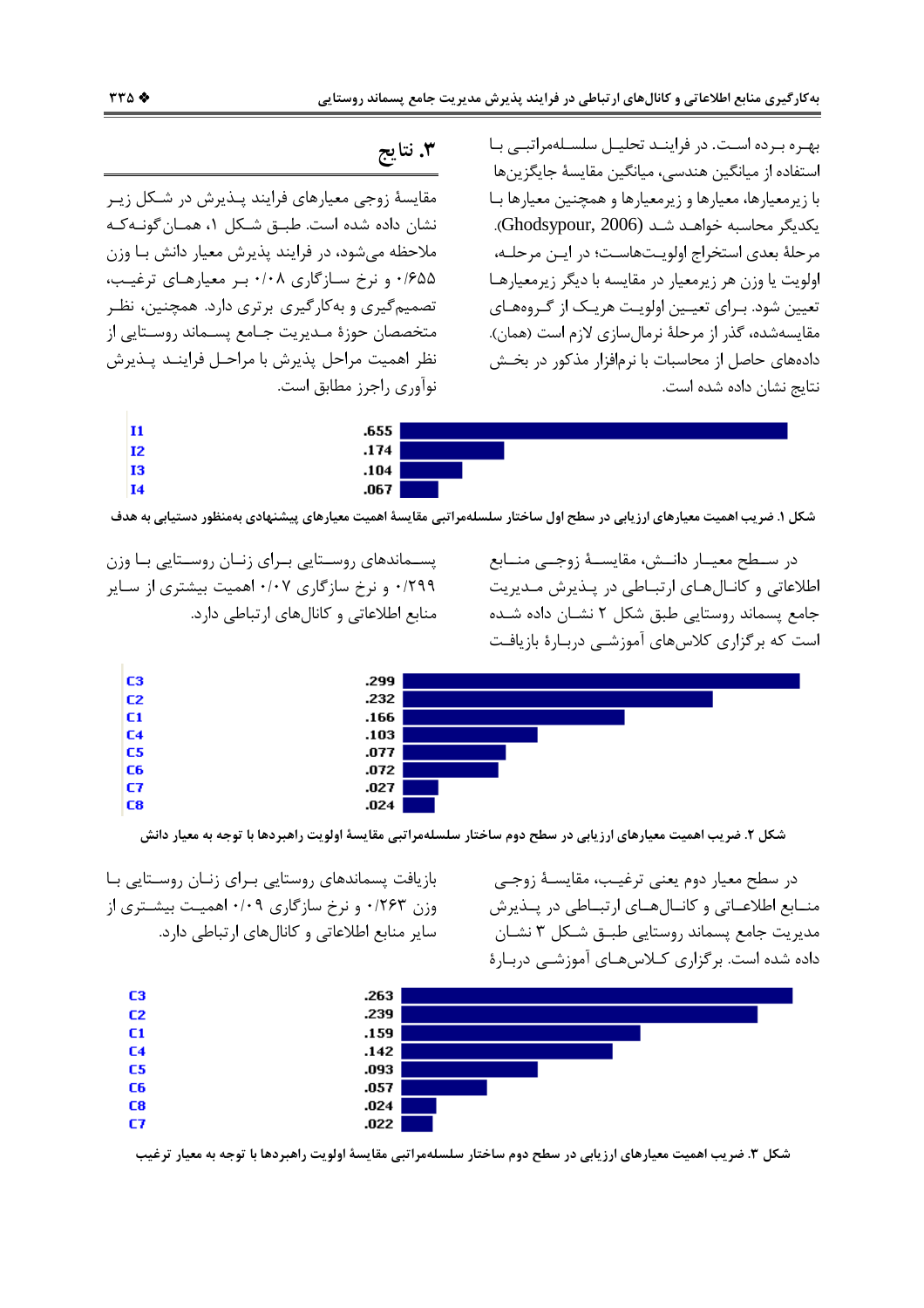بهره برده است. در فرایند تحلیل سلسله‌مراتبی با استفاده از میانگین هندسی، میانگین مقایسهٔ جایگزین‌ها با زیرمعیارها، معیارها و زیرمعیارها و همچنین معیارها با یکدیگر محاسبه خواهد شد (Ghodsypour, 2006). مرحلهٔ بعدی استخراج اولویت‌هاست؛ در این مرحله، اولویت یا وزن هر زیرمعیار در مقایسه با دیگر زیرمعیارها تعیین شود. برای تعیین اولویت هریک از گروه‌های مقایسه‌شده، گذر از مرحلهٔ نرمال‌سازی لازم است (همان). داده‌های حاصل از محاسبات با نرم‌افزار مذکور در بخش نتایج نشان داده شده است.

## ۳. نتایج

مقایسهٔ زوجی معیارهای فرایند پذیرش در شکل زیر نشان داده شده است. طبق شکل ۱، همان‌گونه‌که ملاحظه می‌شود، در فرایند پذیرش معیار دانش با وزن ۰/۶۵۵ و نرخ سازگاری ۰/۰۸ بر معیارهای ترغیب، تصمیم‌گیری و به‌کارگیری برتری دارد. همچنین، نظر متخصصان حوزهٔ مدیریت جامع پسماند روستایی از نظر اهمیت مراحل پذیرش با مراحل فرایند پذیرش نوآوری راجرز مطابق است.

| | |
|---|---|
| I1 | .655 |
| I2 | .174 |
| I3 | .104 |
| I4 | .067 |

شکل ۱. ضریب اهمیت معیارهای ارزیابی در سطح اول ساختار سلسله‌مراتبی مقایسهٔ اهمیت معیارهای پیشنهادی به‌منظور دستیابی به هدف

در سطح معیار دانش، مقایسهٔ زوجی منابع اطلاعاتی و کانال‌های ارتباطی در پذیرش مدیریت جامع پسماند روستایی طبق شکل ۲ نشان داده شده است که برگزاری کلاس‌های آموزشی دربارهٔ بازیافت پسماندهای روستایی برای زنان روستایی با وزن ۰/۲۹۹ و نرخ سازگاری ۰/۰۷ اهمیت بیشتری از سایر منابع اطلاعاتی و کانال‌های ارتباطی دارد.

| | |
|---|---|
| C3 | .299 |
| C2 | .232 |
| C1 | .166 |
| C4 | .103 |
| C5 | .077 |
| C6 | .072 |
| C7 | .027 |
| C8 | .024 |

شکل ۲. ضریب اهمیت معیارهای ارزیابی در سطح دوم ساختار سلسله‌مراتبی مقایسهٔ اولویت راهبردها با توجه به معیار دانش

در سطح معیار دوم یعنی ترغیب، مقایسهٔ زوجی منابع اطلاعاتی و کانال‌های ارتباطی در پذیرش مدیریت جامع پسماند روستایی طبق شکل ۳ نشان داده شده است. برگزاری کلاس‌های آموزشی دربارهٔ بازیافت پسماندهای روستایی برای زنان روستایی با وزن ۰/۲۶۳ و نرخ سازگاری ۰/۰۹ اهمیت بیشتری از سایر منابع اطلاعاتی و کانال‌های ارتباطی دارد.

| | |
|---|---|
| C3 | .263 |
| C2 | .239 |
| C1 | .159 |
| C4 | .142 |
| C5 | .093 |
| C6 | .057 |
| C8 | .024 |
| C7 | .022 |

شکل ۳. ضریب اهمیت معیارهای ارزیابی در سطح دوم ساختار سلسله‌مراتبی مقایسهٔ اولویت راهبردها با توجه به معیار ترغیب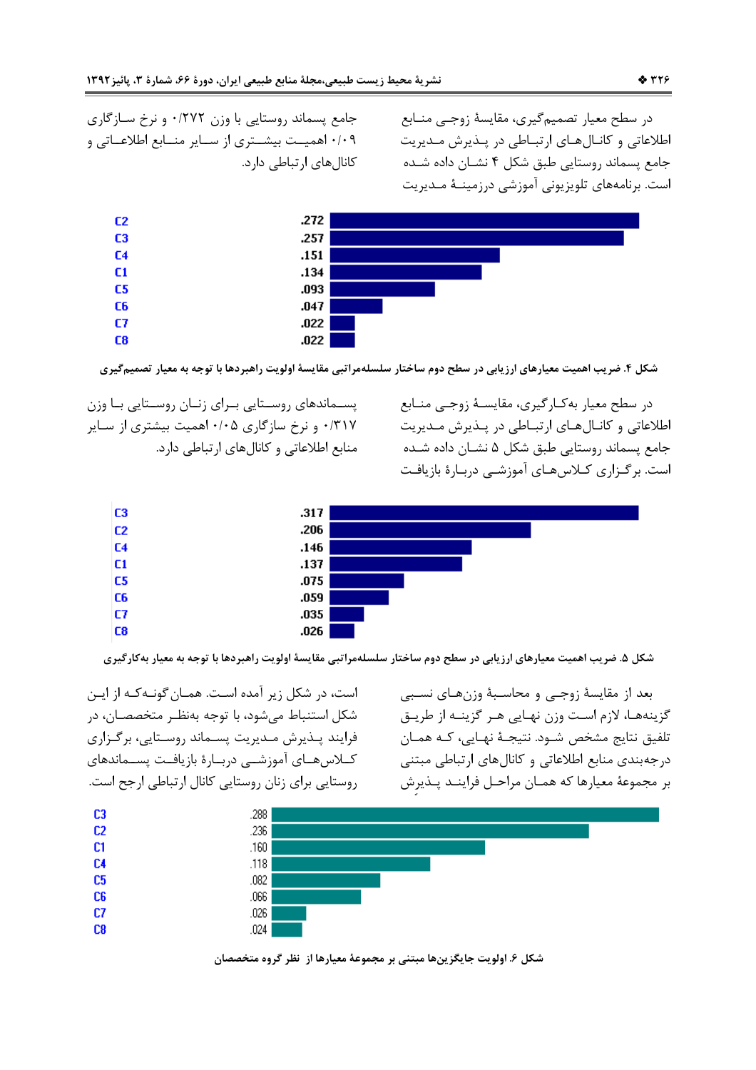در سطح معیار تصمیم‌گیری، مقایسهٔ زوجی منابع اطلاعاتی و کانال‌های ارتباطی در پذیرش مدیریت جامع پسماند روستایی طبق شکل ۴ نشان داده شده است. برنامه‌های تلویزیونی آموزشی درزمینهٔ مدیریت جامع پسماند روستایی با وزن ۰/۲۷۲ و نرخ سازگاری ۰/۰۹ اهمیت بیشتری از سایر منابع اطلاعاتی و کانال‌های ارتباطی دارد.

| | |
|---|---|
| C2 | .272 |
| C3 | .257 |
| C4 | .151 |
| C1 | .134 |
| C5 | .093 |
| C6 | .047 |
| C7 | .022 |
| C8 | .022 |

**شکل ۴. ضریب اهمیت معیارهای ارزیابی در سطح دوم ساختار سلسله‌مراتبی مقایسهٔ اولویت راهبردها با توجه به معیار تصمیم‌گیری**

در سطح معیار به‌کارگیری، مقایسهٔ زوجی منابع اطلاعاتی و کانال‌های ارتباطی در پذیرش مدیریت جامع پسماند روستایی طبق شکل ۵ نشان داده شده است. برگزاری کلاس‌های آموزشی دربارهٔ بازیافت پسماندهای روستایی برای زنان روستایی با وزن ۰/۳۱۷ و نرخ سازگاری ۰/۰۵ اهمیت بیشتری از سایر منابع اطلاعاتی و کانال‌های ارتباطی دارد.

| | |
|---|---|
| C3 | .317 |
| C2 | .206 |
| C4 | .146 |
| C1 | .137 |
| C5 | .075 |
| C6 | .059 |
| C7 | .035 |
| C8 | .026 |

**شکل ۵. ضریب اهمیت معیارهای ارزیابی در سطح دوم ساختار سلسله‌مراتبی مقایسهٔ اولویت راهبردها با توجه به معیار به‌کارگیری**

بعد از مقایسهٔ زوجی و محاسبهٔ وزن‌های نسبی گزینه‌ها، لازم است وزن نهایی هر گزینه از طریق تلفیق نتایج مشخص شود. نتیجهٔ نهایی، که همان درجه‌بندی منابع اطلاعاتی و کانال‌های ارتباطی مبتنی بر مجموعهٔ معیارها که همان مراحل فرایند پذیرش است، در شکل زیر آمده است. همان‌گونه‌که از این شکل استنباط می‌شود، با توجه به‌نظر متخصصان، در فرایند پذیرش مدیریت پسماند روستایی، برگزاری کلاس‌های آموزشی دربارهٔ بازیافت پسماندهای روستایی برای زنان روستایی کانال ارتباطی ارجح است.

| | |
|---|---|
| C3 | .288 |
| C2 | .236 |
| C1 | .160 |
| C4 | .118 |
| C5 | .082 |
| C6 | .066 |
| C7 | .026 |
| C8 | .024 |

**شکل ۶. اولویت جایگزین‌ها مبتنی بر مجموعهٔ معیارها از نظر گروه متخصصان**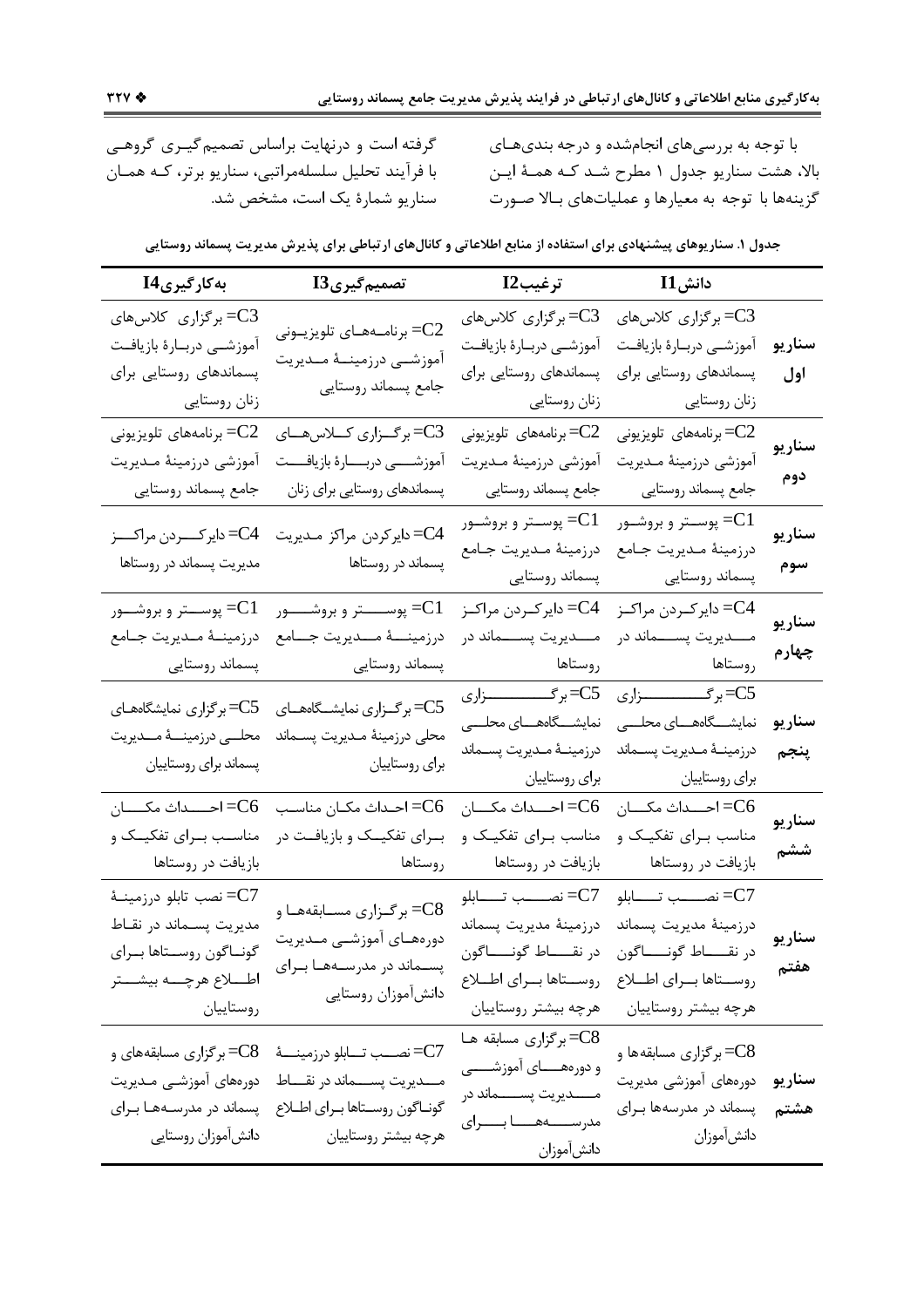با توجه به بررسی‌های انجام‌شده و درجه بندی‌های بالا، هشت سناریو جدول ۱ مطرح شد که همهٔ این گزینه‌ها با توجه به معیارها و عملیات‌های بالا صورت گرفته است و درنهایت براساس تصمیم‌گیری گروهی با فرآیند تحلیل سلسله‌مراتبی، سناریو برتر، که همان سناریو شمارهٔ یک است، مشخص شد.

**جدول ۱. سناریوهای پیشنهادی برای استفاده از منابع اطلاعاتی و کانال‌های ارتباطی برای پذیرش مدیریت پسماند روستایی**

| | دانش I1 | ترغیب I2 | تصمیم‌گیری I3 | به‌کارگیری I4 |
|---|---|---|---|---|
| سناریو اول | C3= برگزاری کلاس‌های آموزشی دربارهٔ بازیافت پسماندهای روستایی برای زنان روستایی | C3= برگزاری کلاس‌های آموزشی دربارهٔ بازیافت پسماندهای روستایی برای زنان روستایی | C2= برنامه‌های تلویزیونی آموزشی درزمینهٔ مدیریت جامع پسماند روستایی | C3= برگزاری کلاس‌های آموزشی دربارهٔ بازیافت پسماندهای روستایی برای زنان روستایی |
| سناریو دوم | C2= برنامه‌های تلویزیونی آموزشی درزمینهٔ مدیریت جامع پسماند روستایی | C2= برنامه‌های تلویزیونی آموزشی درزمینهٔ مدیریت جامع پسماند روستایی | C3= برگزاری کلاس‌های آموزشی دربارهٔ بازیافت پسماندهای روستایی برای زنان | C2= برنامه‌های تلویزیونی آموزشی درزمینهٔ مدیریت جامع پسماند روستایی |
| سناریو سوم | C1= پوستر و بروشور درزمینهٔ مدیریت جامع پسماند روستایی | C1= پوستر و بروشور درزمینهٔ مدیریت جامع پسماند روستایی | C4= دایرکردن مراکز مدیریت پسماند در روستاها | C4= دایرکردن مراکز مدیریت پسماند در روستاها |
| سناریو چهارم | C4= دایرکردن مراکز مدیریت پسماند در روستاها | C4= دایرکردن مراکز مدیریت پسماند در روستاها | C1= پوستر و بروشور درزمینهٔ مدیریت جامع پسماند روستایی | C1= پوستر و بروشور درزمینهٔ مدیریت جامع پسماند روستایی |
| سناریو پنجم | C5= برگزاری نمایشگاه‌های محلی درزمینهٔ مدیریت پسماند برای روستاییان | C5= برگزاری نمایشگاه‌های محلی درزمینهٔ مدیریت پسماند برای روستاییان | C5= برگزاری نمایشگاه‌های محلی درزمینهٔ مدیریت پسماند برای روستاییان | C5= برگزاری نمایشگاه‌های محلی درزمینهٔ مدیریت پسماند برای روستاییان |
| سناریو ششم | C6= احداث مکان مناسب برای تفکیک و بازیافت در روستاها | C6= احداث مکان مناسب برای تفکیک و بازیافت در روستاها | C6= احداث مکان مناسب برای تفکیک و بازیافت در روستاها | C6= احداث مکان مناسب برای تفکیک و بازیافت در روستاها |
| سناریو هفتم | C7= نصب تابلو درزمینهٔ مدیریت پسماند در نقاط گوناگون روستاها برای اطلاع هرچه بیشتر روستاییان | C7= نصب تابلو درزمینهٔ مدیریت پسماند در نقاط گوناگون روستاها برای اطلاع هرچه بیشتر روستاییان | C8= برگزاری مسابقه‌ها و دوره‌های آموزشی مدیریت پسماند در مدرسه‌ها برای دانش‌آموزان روستایی | C7= نصب تابلو درزمینهٔ مدیریت پسماند در نقاط گوناگون روستاها برای اطلاع هرچه بیشتر روستاییان |
| سناریو هشتم | C8= برگزاری مسابقه‌ها و دوره‌های آموزشی مدیریت پسماند در مدرسه‌ها برای دانش‌آموزان | C8= برگزاری مسابقه ها و دوره‌های آموزشی مدیریت پسماند در مدرسه‌ها برای دانش‌آموزان | C7= نصب تابلو درزمینهٔ مدیریت پسماند در نقاط گوناگون روستاها برای اطلاع هرچه بیشتر روستاییان | C8= برگزاری مسابقه‌های و دوره‌های آموزشی مدیریت پسماند در مدرسه‌ها برای دانش‌آموزان روستایی |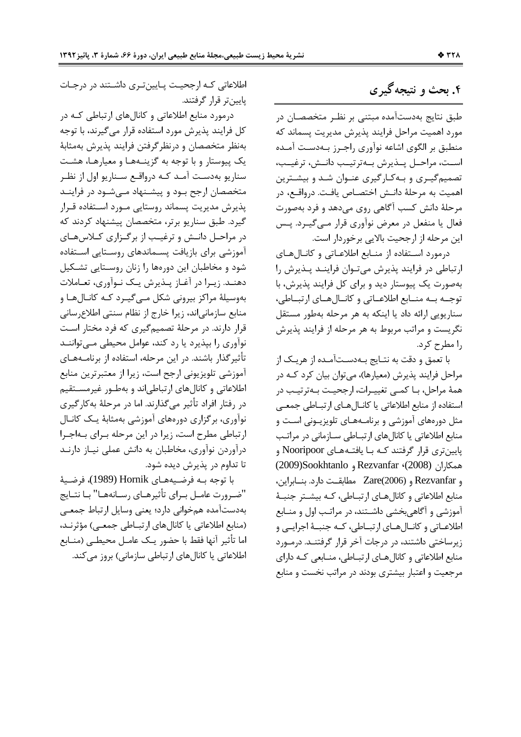## ۴. بحث و نتیجه‌گیری

طبق نتایج به‌دست‌آمده مبتنی بر نظر متخصصان در مورد اهمیت مراحل فرایند پذیرش مدیریت پسماند که منطبق بر الگوی اشاعهٔ نوآوری راجرز به‌دست آمده است، مراحل پذیرش به‌ترتیب دانش، ترغیب، تصمیم‌گیری و به‌کارگیری عنوان شد و بیشترین اهمیت به مرحلهٔ دانش اختصاص یافت. درواقع، در مرحلهٔ دانش کسب آگاهی روی می‌دهد و فرد به‌صورت فعال یا منفعل در معرض نوآوری قرار می‌گیرد. پس این مرحله از ارجحیت بالایی برخوردار است.

درمورد استفاده از منابع اطلاعاتی و کانال‌های ارتباطی در فرایند پذیرش می‌توان فرایند پذیرش را به‌صورت یک پیوستار دید و برای کل فرایند پذیرش، با توجه به منابع اطلاعاتی و کانال‌های ارتباطی، سناریویی ارائه داد یا اینکه به هر مرحله به‌طور مستقل نگریست و مراتب مربوط به هر مرحله از فرایند پذیرش را مطرح کرد.

با تعمق و دقت به نتایج به‌دست‌آمده از هریک از مراحل فرایند پذیرش (معیارها)، می‌توان بیان کرد که در همهٔ مراحل، با کمی تغییرات، ارجحیت به‌ترتیب در استفاده از منابع اطلاعاتی یا کانال‌های ارتباطی جمعی مثل دوره‌های آموزشی و برنامه‌های تلویزیونی است و منابع اطلاعاتی یا کانال‌های ارتباطی سازمانی در مراتب پایین‌تری قرار گرفتند که با یافته‌های Nooripoor و همکاران (2008)، Rezvanfar و Sookhtanlo(2009) و Rezvanfar و Zare(2006) مطابقت دارد. بنابراین، منابع اطلاعاتی و کانال‌های ارتباطی، که بیشتر جنبهٔ آموزشی و آگاهی‌بخشی داشتند، در مراتب اول و منابع اطلاعاتی و کانال‌های ارتباطی، که جنبهٔ اجرایی و زیرساختی داشتند، در درجات آخر قرار گرفتند. درمورد منابع اطلاعاتی و کانال‌های ارتباطی، منابعی که دارای مرجعیت و اعتبار بیشتری بودند در مراتب نخست و منابع اطلاعاتی که ارجحیت پایین‌تری داشتند در درجات پایین‌تر قرار گرفتند.

درمورد منابع اطلاعاتی و کانال‌های ارتباطی که در کل فرایند پذیرش مورد استفاده قرار می‌گیرند، با توجه به‌نظر متخصصان و درنظرگرفتن فرایند پذیرش به‌مثابهٔ یک پیوستار و با توجه به گزینه‌ها و معیارها، هشت سناریو به‌دست آمد که درواقع سناریو اول از نظر متخصصان ارجح بود و پیشنهاد می‌شود در فرایند پذیرش مدیریت پسماند روستایی مورد استفاده قرار گیرد. طبق سناریو برتر، متخصصان پیشنهاد کردند که در مراحل دانش و ترغیب از برگزاری کلاس‌های آموزشی برای بازیافت پسماندهای روستایی استفاده شود و مخاطبان این دوره‌ها را زنان روستایی تشکیل دهند. زیرا در آغاز پذیرش یک نوآوری، تعاملات به‌وسیلهٔ مراکز بیرونی شکل می‌گیرد که کانال‌ها و منابع سازمانی‌اند، زیرا خارج از نظام سنتی اطلاع‌رسانی قرار دارند. در مرحلهٔ تصمیم‌گیری که فرد مختار است نوآوری را بپذیرد یا رد کند، عوامل محیطی می‌توانند تأثیرگذار باشند. در این مرحله، استفاده از برنامه‌های آموزشی تلویزیونی ارجح است، زیرا از معتبرترین منابع اطلاعاتی و کانال‌های ارتباطی‌اند و به‌طور غیرمستقیم در رفتار افراد تأثیر می‌گذارند. اما در مرحلهٔ به‌کارگیری نوآوری، برگزاری دوره‌های آموزشی به‌مثابهٔ یک کانال ارتباطی مطرح است، زیرا در این مرحله برای به‌اجرا درآوردن نوآوری، مخاطبان به دانش عملی نیاز دارند تا تداوم در پذیرش دیده شود.

با توجه به فرضیه‌های Hornik (1989)، فرضیهٔ "ضرورت عامل برای تأثیرهای رسانه‌ها" با نتایج به‌دست‌آمده هم‌خوانی دارد؛ یعنی وسایل ارتباط جمعی (منابع اطلاعاتی یا کانال‌های ارتباطی جمعی) مؤثرند، اما تأثیر آنها فقط با حضور یک عامل محیطی (منابع اطلاعاتی یا کانال‌های ارتباطی سازمانی) بروز می‌کند.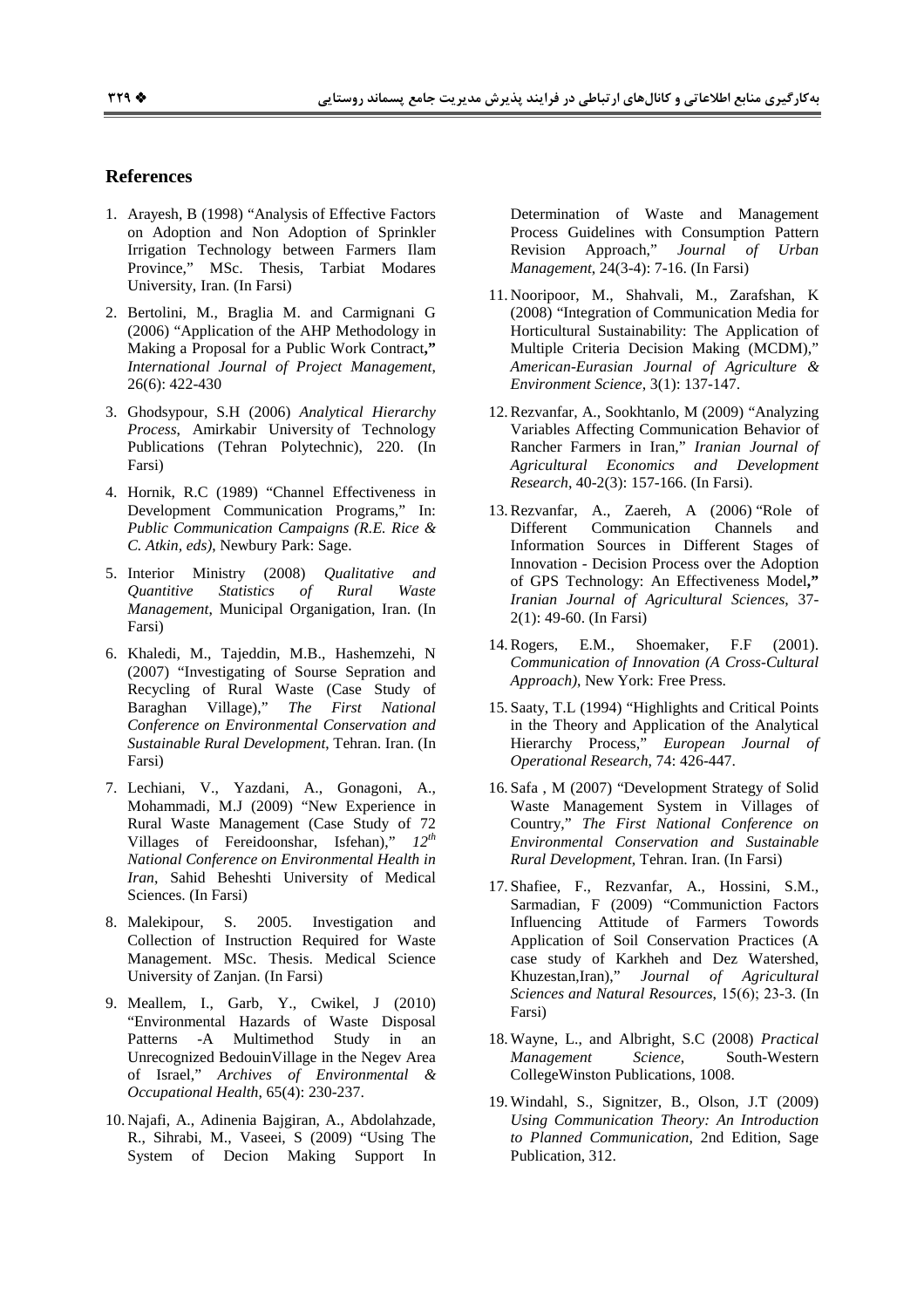## References

1. Arayesh, B (1998) "Analysis of Effective Factors on Adoption and Non Adoption of Sprinkler Irrigation Technology between Farmers Ilam Province," MSc. Thesis, Tarbiat Modares University, Iran. (In Farsi)

2. Bertolini, M., Braglia M. and Carmignani G (2006) "Application of the AHP Methodology in Making a Proposal for a Public Work Contract**,"** *International Journal of Project Management*, 26(6): 422-430

3. Ghodsypour, S.H (2006) *Analytical Hierarchy Process*, Amirkabir University of Technology Publications (Tehran Polytechnic), 220. (In Farsi)

4. Hornik, R.C (1989) "Channel Effectiveness in Development Communication Programs," In: *Public Communication Campaigns (R.E. Rice & C. Atkin, eds)*, Newbury Park: Sage.

5. Interior Ministry (2008) *Qualitative and Quantitive Statistics of Rural Waste Management*, Municipal Organigation, Iran. (In Farsi)

6. Khaledi, M., Tajeddin, M.B., Hashemzehi, N (2007) "Investigating of Sourse Sepration and Recycling of Rural Waste (Case Study of Baraghan Village)," *The First National Conference on Environmental Conservation and Sustainable Rural Development*, Tehran. Iran. (In Farsi)

7. Lechiani, V., Yazdani, A., Gonagoni, A., Mohammadi, M.J (2009) "New Experience in Rural Waste Management (Case Study of 72 Villages of Fereidoonshar, Isfehan)," *12th National Conference on Environmental Health in Iran*, Sahid Beheshti University of Medical Sciences. (In Farsi)

8. Malekipour, S. 2005. Investigation and Collection of Instruction Required for Waste Management. MSc. Thesis. Medical Science University of Zanjan. (In Farsi)

9. Meallem, I., Garb, Y., Cwikel, J (2010) "Environmental Hazards of Waste Disposal Patterns -A Multimethod Study in an Unrecognized BedouinVillage in the Negev Area of Israel," *Archives of Environmental & Occupational Health*, 65(4): 230-237.

10. Najafi, A., Adinenia Bajgiran, A., Abdolahzade, R., Sihrabi, M., Vaseei, S (2009) "Using The System of Decion Making Support In Determination of Waste and Management Process Guidelines with Consumption Pattern Revision Approach," *Journal of Urban Management*, 24(3-4): 7-16. (In Farsi)

11. Nooripoor, M., Shahvali, M., Zarafshan, K (2008) "Integration of Communication Media for Horticultural Sustainability: The Application of Multiple Criteria Decision Making (MCDM)," *American-Eurasian Journal of Agriculture & Environment Science*, 3(1): 137-147.

12. Rezvanfar, A., Sookhtanlo, M (2009) "Analyzing Variables Affecting Communication Behavior of Rancher Farmers in Iran," *Iranian Journal of Agricultural Economics and Development Research*, 40-2(3): 157-166. (In Farsi).

13. Rezvanfar, A., Zaereh, A (2006) "Role of Different Communication Channels and Information Sources in Different Stages of Innovation - Decision Process over the Adoption of GPS Technology: An Effectiveness Model**,"** *Iranian Journal of Agricultural Sciences*, 37-2(1): 49-60. (In Farsi)

14. Rogers, E.M., Shoemaker, F.F (2001). *Communication of Innovation (A Cross-Cultural Approach)*, New York: Free Press.

15. Saaty, T.L (1994) "Highlights and Critical Points in the Theory and Application of the Analytical Hierarchy Process," *European Journal of Operational Research*, 74: 426-447.

16. Safa , M (2007) "Development Strategy of Solid Waste Management System in Villages of Country," *The First National Conference on Environmental Conservation and Sustainable Rural Development*, Tehran. Iran. (In Farsi)

17. Shafiee, F., Rezvanfar, A., Hossini, S.M., Sarmadian, F (2009) "Communiction Factors Influencing Attitude of Farmers Towords Application of Soil Conservation Practices (A case study of Karkheh and Dez Watershed, Khuzestan,Iran)," *Journal of Agricultural Sciences and Natural Resources*, 15(6); 23-3. (In Farsi)

18. Wayne, L., and Albright, S.C (2008) *Practical Management Science*, South-Western CollegeWinston Publications, 1008.

19. Windahl, S., Signitzer, B., Olson, J.T (2009) *Using Communication Theory: An Introduction to Planned Communication*, 2nd Edition, Sage Publication, 312.